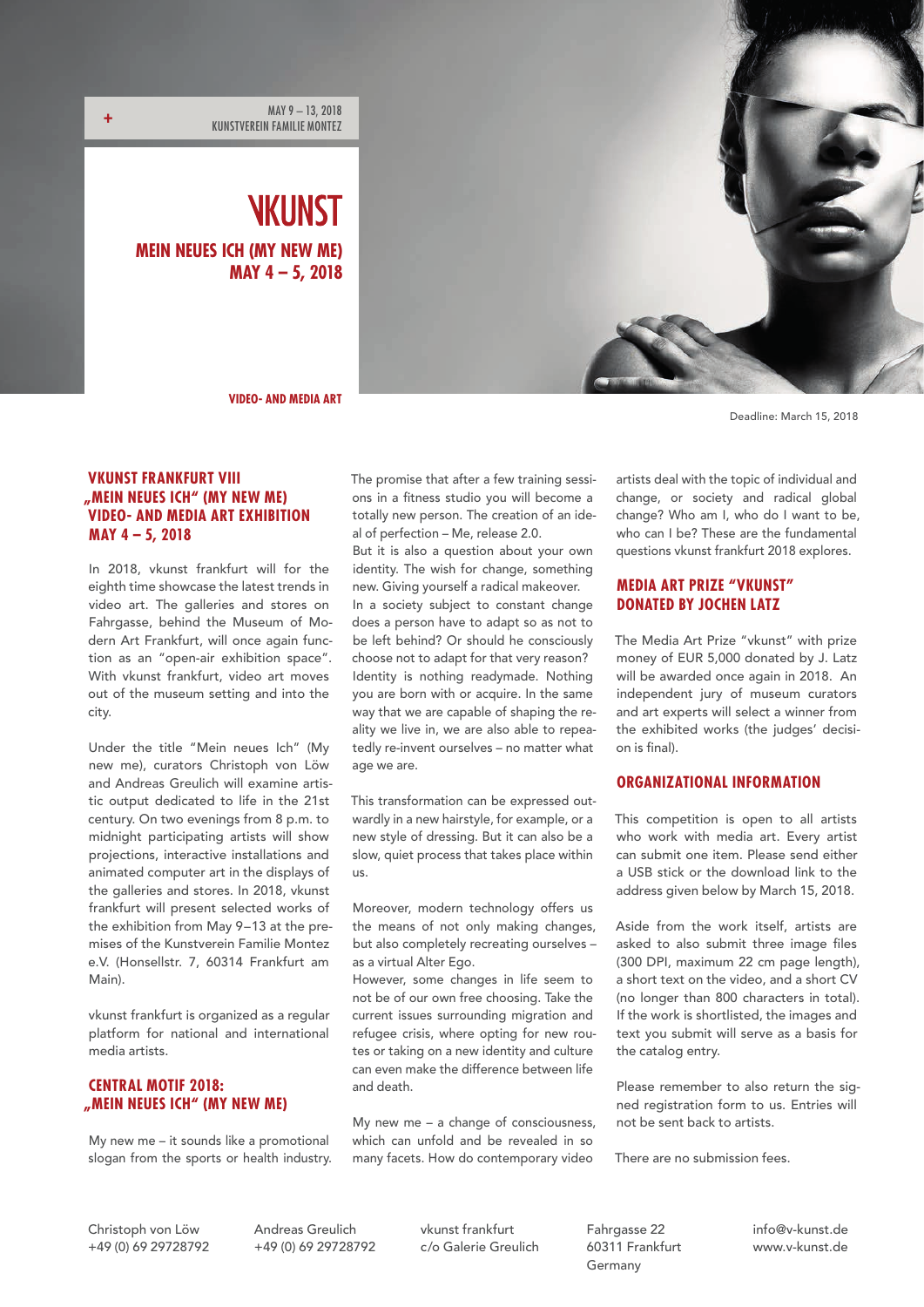+ MAY 9 – 13, 2018
KUNSTVEREIN FAMILIE MONTEZ

# VKUNST

**MEIN NEUES ICH (MY NEW ME)**
**MAY 4 – 5, 2018**

**VIDEO- AND MEDIA ART**

Deadline: March 15, 2018

## VKUNST FRANKFURT VIII „MEIN NEUES ICH" (MY NEW ME) VIDEO- AND MEDIA ART EXHIBITION MAY 4 – 5, 2018

In 2018, vkunst frankfurt will for the eighth time showcase the latest trends in video art. The galleries and stores on Fahrgasse, behind the Museum of Modern Art Frankfurt, will once again function as an "open-air exhibition space". With vkunst frankfurt, video art moves out of the museum setting and into the city.

Under the title "Mein neues Ich" (My new me), curators Christoph von Löw and Andreas Greulich will examine artistic output dedicated to life in the 21st century. On two evenings from 8 p.m. to midnight participating artists will show projections, interactive installations and animated computer art in the displays of the galleries and stores. In 2018, vkunst frankfurt will present selected works of the exhibition from May 9–13 at the premises of the Kunstverein Familie Montez e.V. (Honsellstr. 7, 60314 Frankfurt am Main).

vkunst frankfurt is organized as a regular platform for national and international media artists.

## CENTRAL MOTIF 2018: „MEIN NEUES ICH" (MY NEW ME)

My new me – it sounds like a promotional slogan from the sports or health industry. The promise that after a few training sessions in a fitness studio you will become a totally new person. The creation of an ideal of perfection – Me, release 2.0.
But it is also a question about your own identity. The wish for change, something new. Giving yourself a radical makeover.
In a society subject to constant change does a person have to adapt so as not to be left behind? Or should he consciously choose not to adapt for that very reason? Identity is nothing readymade. Nothing you are born with or acquire. In the same way that we are capable of shaping the reality we live in, we are also able to repeatedly re-invent ourselves – no matter what age we are.

This transformation can be expressed outwardly in a new hairstyle, for example, or a new style of dressing. But it can also be a slow, quiet process that takes place within us.

Moreover, modern technology offers us the means of not only making changes, but also completely recreating ourselves – as a virtual Alter Ego.
However, some changes in life seem to not be of our own free choosing. Take the current issues surrounding migration and refugee crisis, where opting for new routes or taking on a new identity and culture can even make the difference between life and death.

My new me – a change of consciousness, which can unfold and be revealed in so many facets. How do contemporary video artists deal with the topic of individual and change, or society and radical global change? Who am I, who do I want to be, who can I be? These are the fundamental questions vkunst frankfurt 2018 explores.

## MEDIA ART PRIZE "VKUNST" DONATED BY JOCHEN LATZ

The Media Art Prize "vkunst" with prize money of EUR 5,000 donated by J. Latz will be awarded once again in 2018. An independent jury of museum curators and art experts will select a winner from the exhibited works (the judges' decision is final).

## ORGANIZATIONAL INFORMATION

This competition is open to all artists who work with media art. Every artist can submit one item. Please send either a USB stick or the download link to the address given below by March 15, 2018.

Aside from the work itself, artists are asked to also submit three image files (300 DPI, maximum 22 cm page length), a short text on the video, and a short CV (no longer than 800 characters in total). If the work is shortlisted, the images and text you submit will serve as a basis for the catalog entry.

Please remember to also return the signed registration form to us. Entries will not be sent back to artists.

There are no submission fees.

Christoph von Löw
+49 (0) 69 29728792

Andreas Greulich
+49 (0) 69 29728792

vkunst frankfurt
c/o Galerie Greulich

Fahrgasse 22
60311 Frankfurt
Germany

info@v-kunst.de
www.v-kunst.de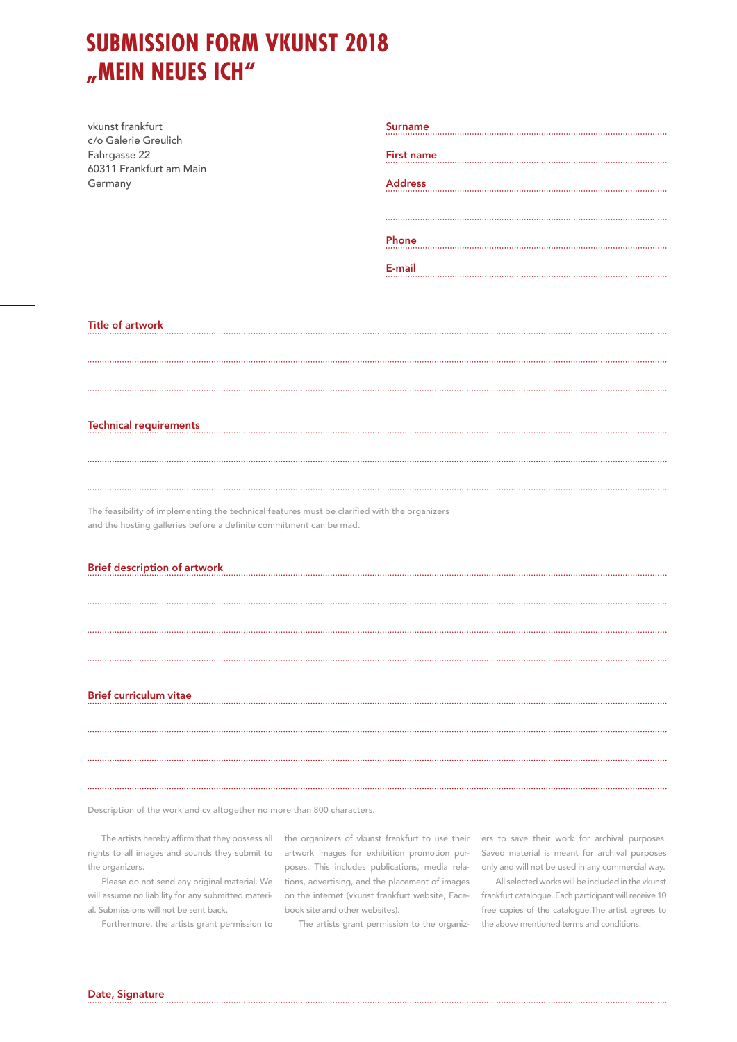# SUBMISSION FORM VKUNST 2018 „MEIN NEUES ICH“

vkunst frankfurt
c/o Galerie Greulich
Fahrgasse 22
60311 Frankfurt am Main
Germany

**Surname** ..........................................................................

**First name** ..........................................................................

**Address** ..........................................................................

..........................................................................

**Phone** ..........................................................................

**E-mail** ..........................................................................

**Title of artwork** ..........................................................................

..........................................................................

..........................................................................

**Technical requirements** ..........................................................................

..........................................................................

..........................................................................

The feasibility of implementing the technical features must be clarified with the organizers and the hosting galleries before a definite commitment can be mad.

**Brief description of artwork** ..........................................................................

..........................................................................

..........................................................................

..........................................................................

**Brief curriculum vitae** ..........................................................................

..........................................................................

..........................................................................

..........................................................................

Description of the work and cv altogether no more than 800 characters.

The artists hereby affirm that they possess all rights to all images and sounds they submit to the organizers.

Please do not send any original material. We will assume no liability for any submitted material. Submissions will not be sent back.

Furthermore, the artists grant permission to the organizers of vkunst frankfurt to use their artwork images for exhibition promotion purposes. This includes publications, media relations, advertising, and the placement of images on the internet (vkunst frankfurt website, Facebook site and other websites).

The artists grant permission to the organizers to save their work for archival purposes. Saved material is meant for archival purposes only and will not be used in any commercial way.

All selected works will be included in the vkunst frankfurt catalogue. Each participant will receive 10 free copies of the catalogue.The artist agrees to the above mentioned terms and conditions.

**Date, Signature** ..........................................................................